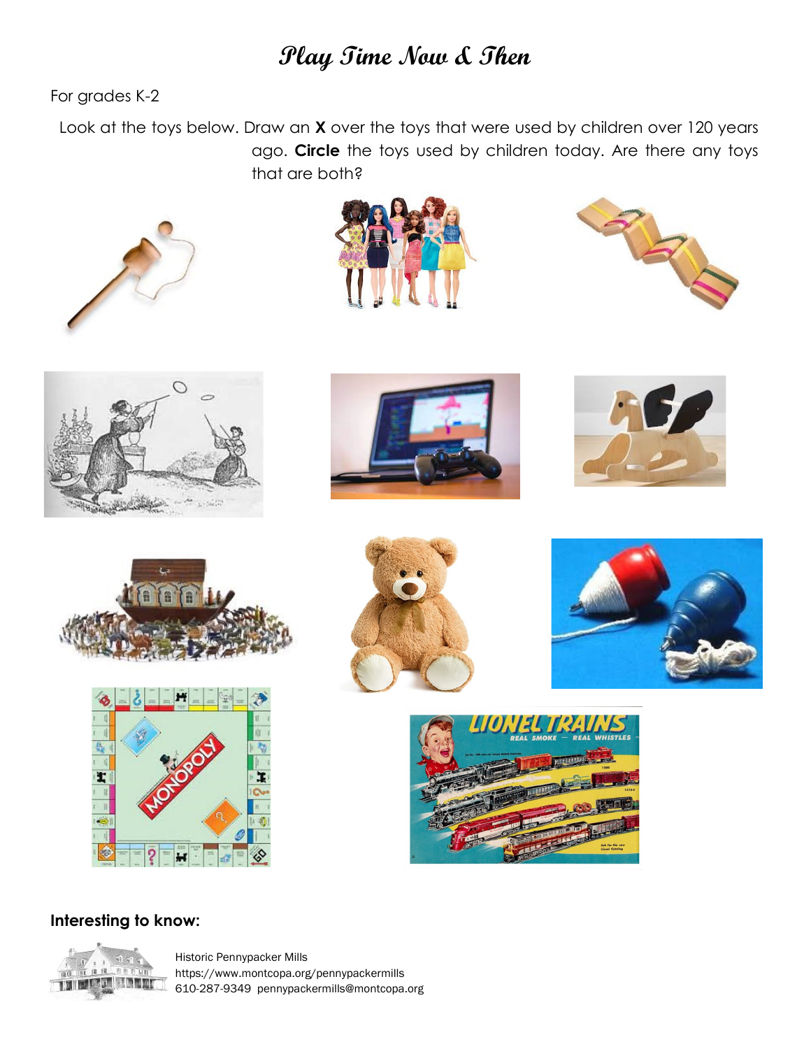# Play Time Now & Then

For grades K-2

Look at the toys below. Draw an **X** over the toys that were used by children over 120 years ago. **Circle** the toys used by children today. Are there any toys that are both?

**Interesting to know:**

Historic Pennypacker Mills
https://www.montcopa.org/pennypackermills
610-287-9349 pennypackermills@montcopa.org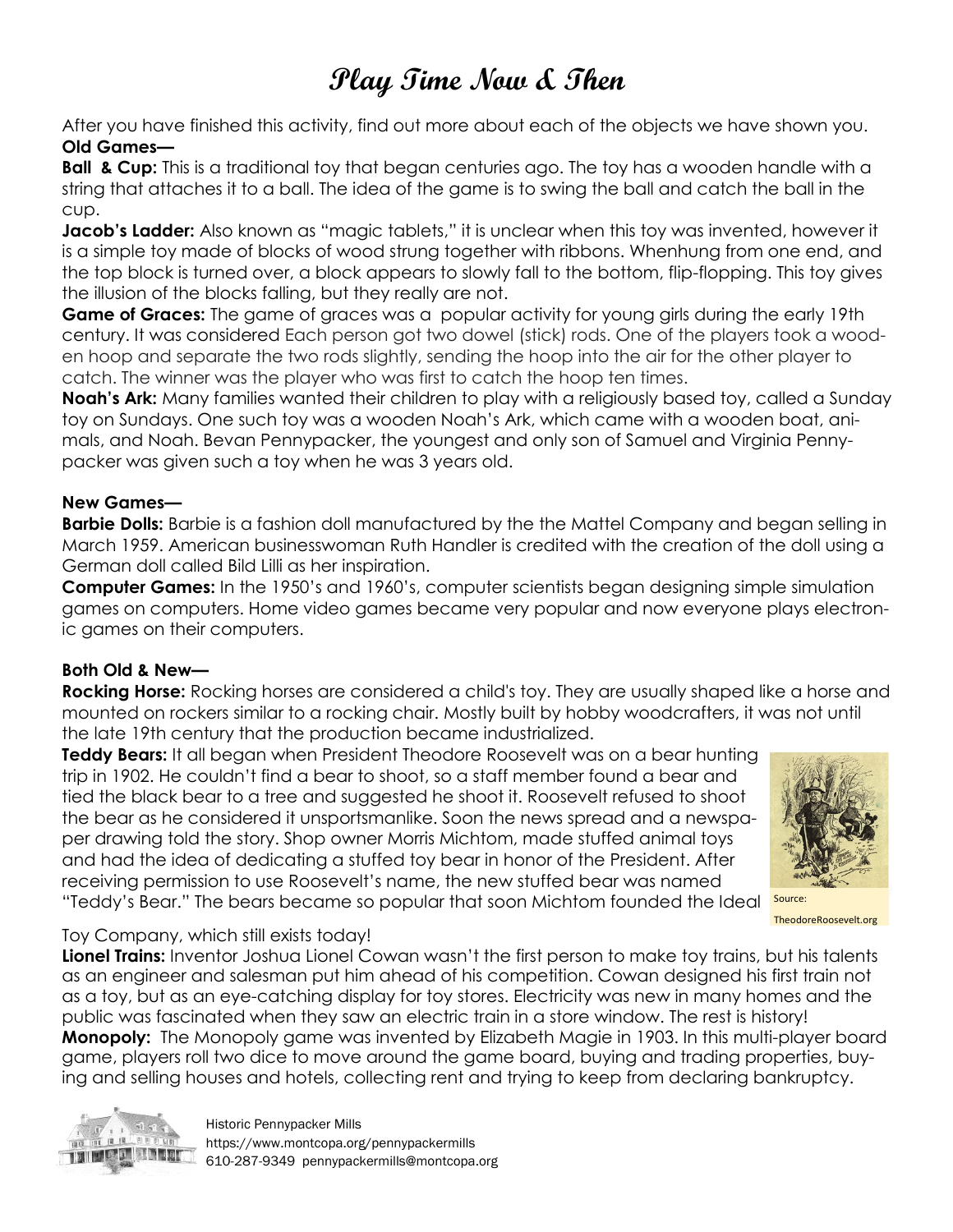# Play Time Now & Then

After you have finished this activity, find out more about each of the objects we have shown you.

**Old Games—**

**Ball & Cup:** This is a traditional toy that began centuries ago. The toy has a wooden handle with a string that attaches it to a ball. The idea of the game is to swing the ball and catch the ball in the cup.

**Jacob's Ladder:** Also known as "magic tablets," it is unclear when this toy was invented, however it is a simple toy made of blocks of wood strung together with ribbons. Whenhung from one end, and the top block is turned over, a block appears to slowly fall to the bottom, flip-flopping. This toy gives the illusion of the blocks falling, but they really are not.

**Game of Graces:** The game of graces was a popular activity for young girls during the early 19th century. It was considered Each person got two dowel (stick) rods. One of the players took a wooden hoop and separate the two rods slightly, sending the hoop into the air for the other player to catch. The winner was the player who was first to catch the hoop ten times.

**Noah's Ark:** Many families wanted their children to play with a religiously based toy, called a Sunday toy on Sundays. One such toy was a wooden Noah's Ark, which came with a wooden boat, animals, and Noah. Bevan Pennypacker, the youngest and only son of Samuel and Virginia Pennypacker was given such a toy when he was 3 years old.

**New Games—**

**Barbie Dolls:** Barbie is a fashion doll manufactured by the the Mattel Company and began selling in March 1959. American businesswoman Ruth Handler is credited with the creation of the doll using a German doll called Bild Lilli as her inspiration.

**Computer Games:** In the 1950's and 1960's, computer scientists began designing simple simulation games on computers. Home video games became very popular and now everyone plays electronic games on their computers.

**Both Old & New—**

**Rocking Horse:** Rocking horses are considered a child's toy. They are usually shaped like a horse and mounted on rockers similar to a rocking chair. Mostly built by hobby woodcrafters, it was not until the late 19th century that the production became industrialized.

**Teddy Bears:** It all began when President Theodore Roosevelt was on a bear hunting trip in 1902. He couldn't find a bear to shoot, so a staff member found a bear and tied the black bear to a tree and suggested he shoot it. Roosevelt refused to shoot the bear as he considered it unsportsmanlike. Soon the news spread and a newspaper drawing told the story. Shop owner Morris Michtom, made stuffed animal toys and had the idea of dedicating a stuffed toy bear in honor of the President. After receiving permission to use Roosevelt's name, the new stuffed bear was named "Teddy's Bear." The bears became so popular that soon Michtom founded the Ideal Toy Company, which still exists today!

Source: TheodoreRoosevelt.org

**Lionel Trains:** Inventor Joshua Lionel Cowan wasn't the first person to make toy trains, but his talents as an engineer and salesman put him ahead of his competition. Cowan designed his first train not as a toy, but as an eye-catching display for toy stores. Electricity was new in many homes and the public was fascinated when they saw an electric train in a store window. The rest is history!

**Monopoly:** The Monopoly game was invented by Elizabeth Magie in 1903. In this multi-player board game, players roll two dice to move around the game board, buying and trading properties, buying and selling houses and hotels, collecting rent and trying to keep from declaring bankruptcy.

Historic Pennypacker Mills
https://www.montcopa.org/pennypackermills
610-287-9349 pennypackermills@montcopa.org